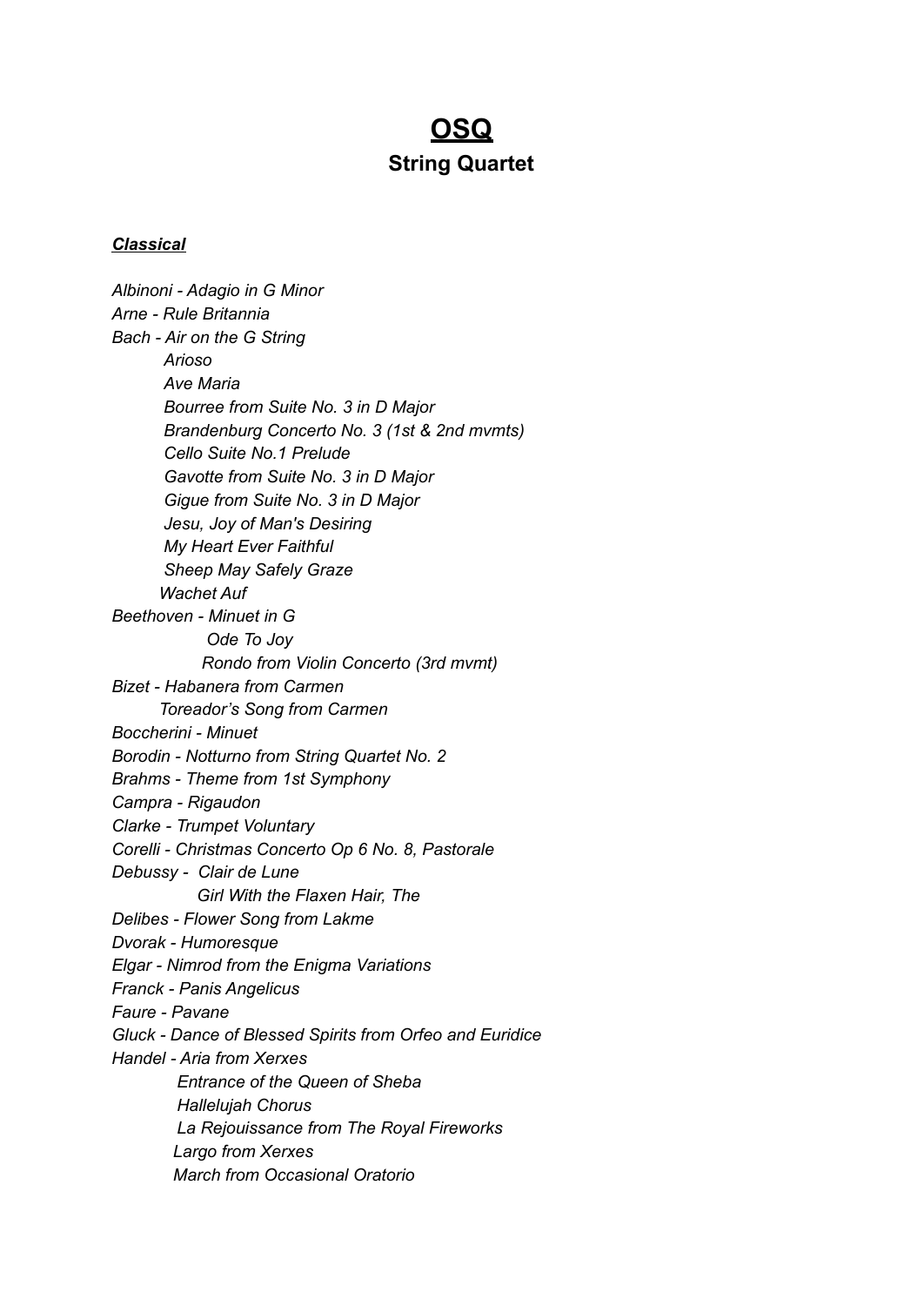# OSQ

## String Quartet

***Classical***

*Albinoni - Adagio in G Minor*
*Arne - Rule Britannia*
*Bach - Air on the G String*
*Arioso*
*Ave Maria*
*Bourree from Suite No. 3 in D Major*
*Brandenburg Concerto No. 3 (1st & 2nd mvmts)*
*Cello Suite No.1 Prelude*
*Gavotte from Suite No. 3 in D Major*
*Gigue from Suite No. 3 in D Major*
*Jesu, Joy of Man's Desiring*
*My Heart Ever Faithful*
*Sheep May Safely Graze*
*Wachet Auf*
*Beethoven - Minuet in G*
*Ode To Joy*
*Rondo from Violin Concerto (3rd mvmt)*
*Bizet - Habanera from Carmen*
*Toreador's Song from Carmen*
*Boccherini - Minuet*
*Borodin - Notturno from String Quartet No. 2*
*Brahms - Theme from 1st Symphony*
*Campra - Rigaudon*
*Clarke - Trumpet Voluntary*
*Corelli - Christmas Concerto Op 6 No. 8, Pastorale*
*Debussy - Clair de Lune*
*Girl With the Flaxen Hair, The*
*Delibes - Flower Song from Lakme*
*Dvorak - Humoresque*
*Elgar - Nimrod from the Enigma Variations*
*Franck - Panis Angelicus*
*Faure - Pavane*
*Gluck - Dance of Blessed Spirits from Orfeo and Euridice*
*Handel - Aria from Xerxes*
*Entrance of the Queen of Sheba*
*Hallelujah Chorus*
*La Rejouissance from The Royal Fireworks*
*Largo from Xerxes*
*March from Occasional Oratorio*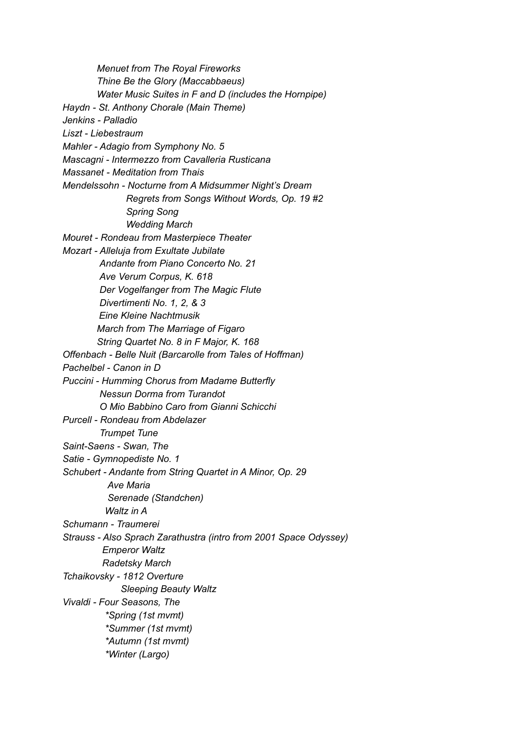*Menuet from The Royal Fireworks*
*Thine Be the Glory (Maccabbaeus)*
*Water Music Suites in F and D (includes the Hornpipe)*

*Haydn - St. Anthony Chorale (Main Theme)*

*Jenkins - Palladio*

*Liszt - Liebestraum*

*Mahler - Adagio from Symphony No. 5*

*Mascagni - Intermezzo from Cavalleria Rusticana*

*Massanet - Meditation from Thais*

*Mendelssohn - Nocturne from A Midsummer Night's Dream*
*Regrets from Songs Without Words, Op. 19 #2*
*Spring Song*
*Wedding March*

*Mouret - Rondeau from Masterpiece Theater*

*Mozart - Alleluja from Exultate Jubilate*
*Andante from Piano Concerto No. 21*
*Ave Verum Corpus, K. 618*
*Der Vogelfanger from The Magic Flute*
*Divertimenti No. 1, 2, & 3*
*Eine Kleine Nachtmusik*
*March from The Marriage of Figaro*
*String Quartet No. 8 in F Major, K. 168*

*Offenbach - Belle Nuit (Barcarolle from Tales of Hoffman)*

*Pachelbel - Canon in D*

*Puccini - Humming Chorus from Madame Butterfly*
*Nessun Dorma from Turandot*
*O Mio Babbino Caro from Gianni Schicchi*

*Purcell - Rondeau from Abdelazer*
*Trumpet Tune*

*Saint-Saens - Swan, The*

*Satie - Gymnopediste No. 1*

*Schubert - Andante from String Quartet in A Minor, Op. 29*
*Ave Maria*
*Serenade (Standchen)*
*Waltz in A*

*Schumann - Traumerei*

*Strauss - Also Sprach Zarathustra (intro from 2001 Space Odyssey)*
*Emperor Waltz*
*Radetsky March*

*Tchaikovsky - 1812 Overture*
*Sleeping Beauty Waltz*

*Vivaldi - Four Seasons, The*
*\*Spring (1st mvmt)*
*\*Summer (1st mvmt)*
*\*Autumn (1st mvmt)*
*\*Winter (Largo)*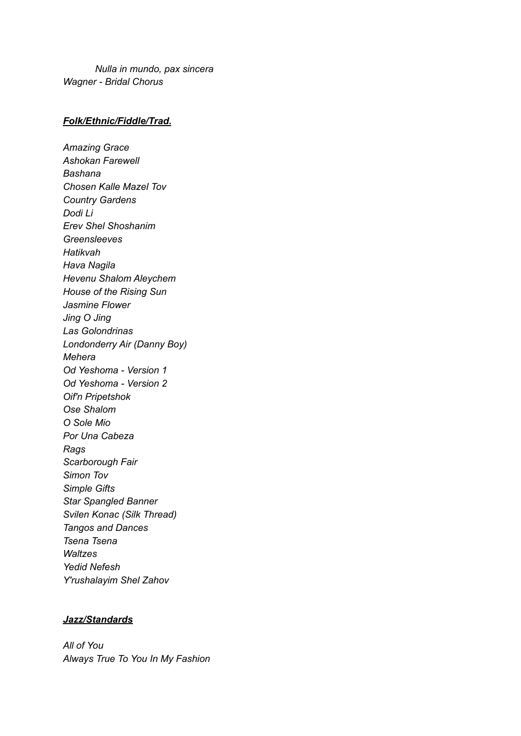*Nulla in mundo, pax sincera*

*Wagner - Bridal Chorus*

***<u>Folk/Ethnic/Fiddle/Trad.</u>***

*Amazing Grace*
*Ashokan Farewell*
*Bashana*
*Chosen Kalle Mazel Tov*
*Country Gardens*
*Dodi Li*
*Erev Shel Shoshanim*
*Greensleeves*
*Hatikvah*
*Hava Nagila*
*Hevenu Shalom Aleychem*
*House of the Rising Sun*
*Jasmine Flower*
*Jing O Jing*
*Las Golondrinas*
*Londonderry Air (Danny Boy)*
*Mehera*
*Od Yeshoma - Version 1*
*Od Yeshoma - Version 2*
*Oif'n Pripetshok*
*Ose Shalom*
*O Sole Mio*
*Por Una Cabeza*
*Rags*
*Scarborough Fair*
*Simon Tov*
*Simple Gifts*
*Star Spangled Banner*
*Svilen Konac (Silk Thread)*
*Tangos and Dances*
*Tsena Tsena*
*Waltzes*
*Yedid Nefesh*
*Y'rushalayim Shel Zahov*

***<u>Jazz/Standards</u>***

*All of You*
*Always True To You In My Fashion*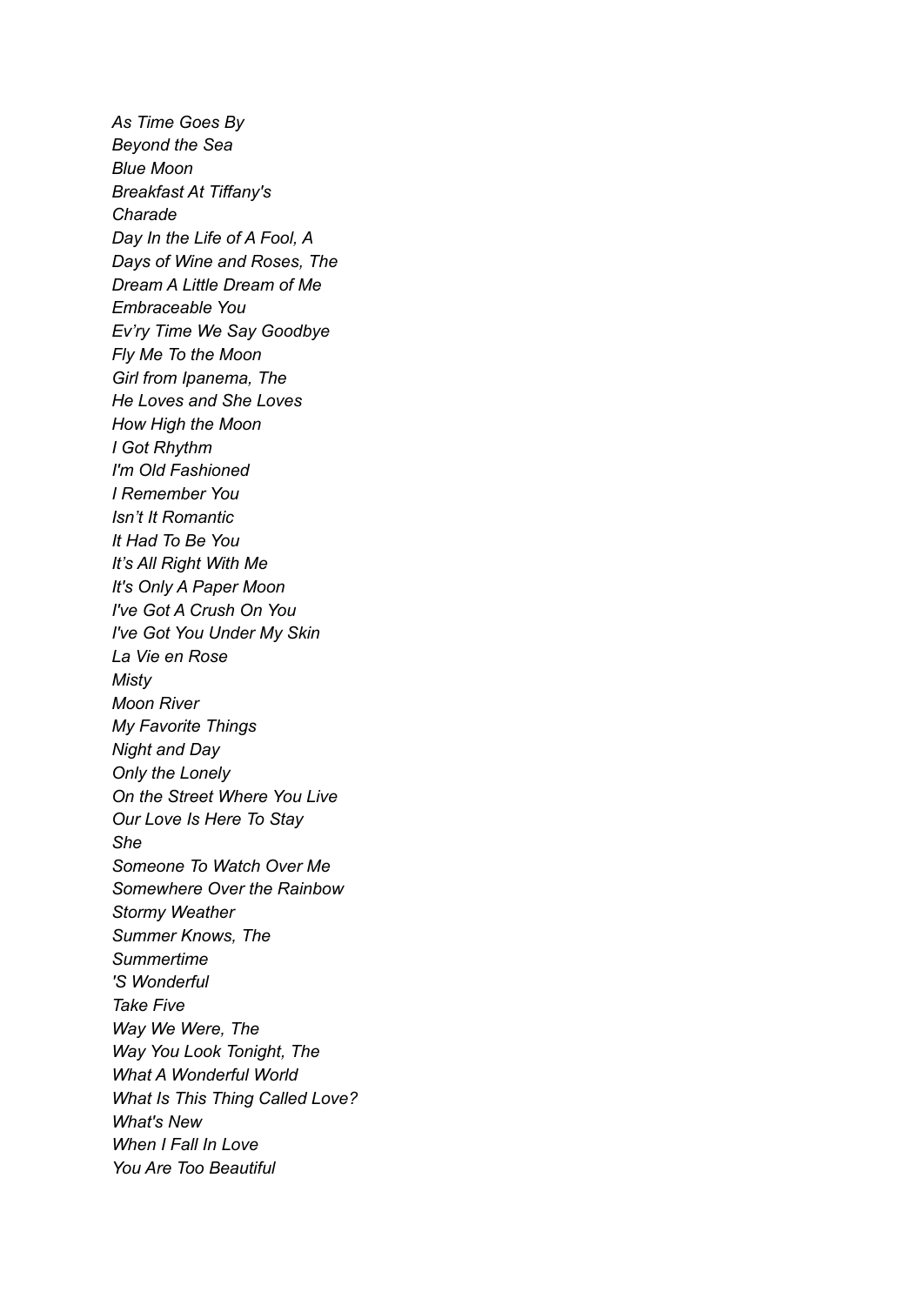*As Time Goes By*
*Beyond the Sea*
*Blue Moon*
*Breakfast At Tiffany's*
*Charade*
*Day In the Life of A Fool, A*
*Days of Wine and Roses, The*
*Dream A Little Dream of Me*
*Embraceable You*
*Ev'ry Time We Say Goodbye*
*Fly Me To the Moon*
*Girl from Ipanema, The*
*He Loves and She Loves*
*How High the Moon*
*I Got Rhythm*
*I'm Old Fashioned*
*I Remember You*
*Isn't It Romantic*
*It Had To Be You*
*It's All Right With Me*
*It's Only A Paper Moon*
*I've Got A Crush On You*
*I've Got You Under My Skin*
*La Vie en Rose*
*Misty*
*Moon River*
*My Favorite Things*
*Night and Day*
*Only the Lonely*
*On the Street Where You Live*
*Our Love Is Here To Stay*
*She*
*Someone To Watch Over Me*
*Somewhere Over the Rainbow*
*Stormy Weather*
*Summer Knows, The*
*Summertime*
*'S Wonderful*
*Take Five*
*Way We Were, The*
*Way You Look Tonight, The*
*What A Wonderful World*
*What Is This Thing Called Love?*
*What's New*
*When I Fall In Love*
*You Are Too Beautiful*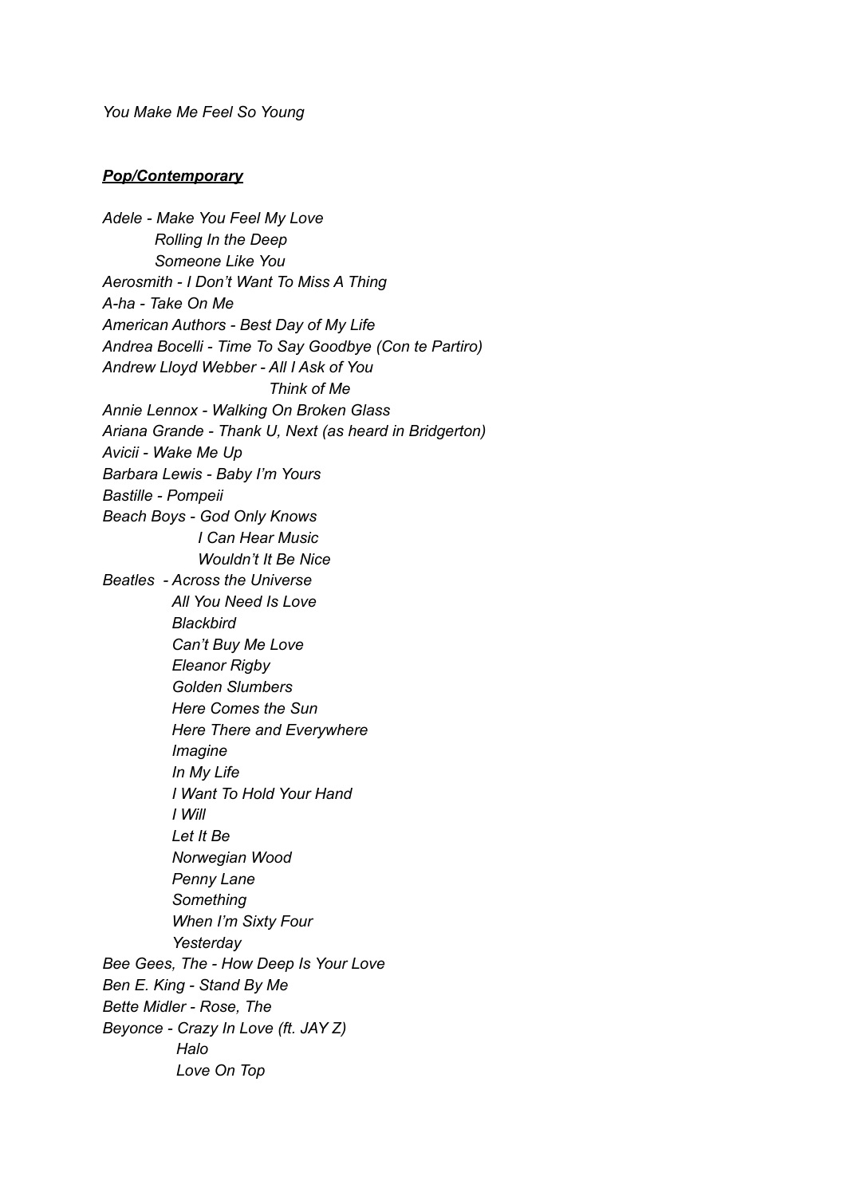*You Make Me Feel So Young*

***Pop/Contemporary***

*Adele - Make You Feel My Love*
*Rolling In the Deep*
*Someone Like You*
*Aerosmith - I Don't Want To Miss A Thing*
*A-ha - Take On Me*
*American Authors - Best Day of My Life*
*Andrea Bocelli - Time To Say Goodbye (Con te Partiro)*
*Andrew Lloyd Webber - All I Ask of You*
*Think of Me*
*Annie Lennox - Walking On Broken Glass*
*Ariana Grande - Thank U, Next (as heard in Bridgerton)*
*Avicii - Wake Me Up*
*Barbara Lewis - Baby I'm Yours*
*Bastille - Pompeii*
*Beach Boys - God Only Knows*
*I Can Hear Music*
*Wouldn't It Be Nice*
*Beatles - Across the Universe*
*All You Need Is Love*
*Blackbird*
*Can't Buy Me Love*
*Eleanor Rigby*
*Golden Slumbers*
*Here Comes the Sun*
*Here There and Everywhere*
*Imagine*
*In My Life*
*I Want To Hold Your Hand*
*I Will*
*Let It Be*
*Norwegian Wood*
*Penny Lane*
*Something*
*When I'm Sixty Four*
*Yesterday*
*Bee Gees, The - How Deep Is Your Love*
*Ben E. King - Stand By Me*
*Bette Midler - Rose, The*
*Beyonce - Crazy In Love (ft. JAY Z)*
*Halo*
*Love On Top*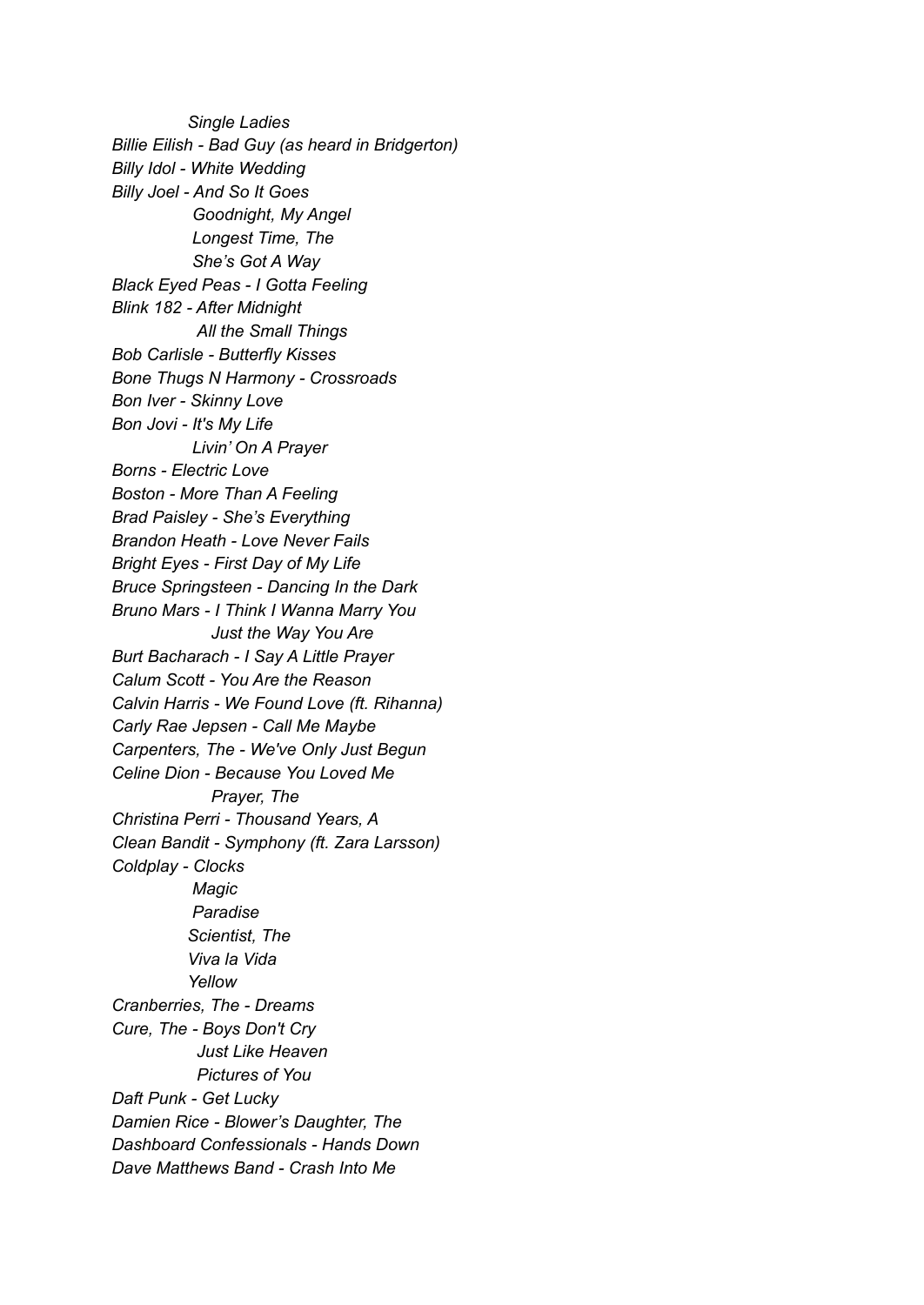*Single Ladies*

*Billie Eilish - Bad Guy (as heard in Bridgerton)*

*Billy Idol - White Wedding*

*Billy Joel - And So It Goes*

*Goodnight, My Angel*

*Longest Time, The*

*She's Got A Way*

*Black Eyed Peas - I Gotta Feeling*

*Blink 182 - After Midnight*

*All the Small Things*

*Bob Carlisle - Butterfly Kisses*

*Bone Thugs N Harmony - Crossroads*

*Bon Iver - Skinny Love*

*Bon Jovi - It's My Life*

*Livin' On A Prayer*

*Borns - Electric Love*

*Boston - More Than A Feeling*

*Brad Paisley - She's Everything*

*Brandon Heath - Love Never Fails*

*Bright Eyes - First Day of My Life*

*Bruce Springsteen - Dancing In the Dark*

*Bruno Mars - I Think I Wanna Marry You*

*Just the Way You Are*

*Burt Bacharach - I Say A Little Prayer*

*Calum Scott - You Are the Reason*

*Calvin Harris - We Found Love (ft. Rihanna)*

*Carly Rae Jepsen - Call Me Maybe*

*Carpenters, The - We've Only Just Begun*

*Celine Dion - Because You Loved Me*

*Prayer, The*

*Christina Perri - Thousand Years, A*

*Clean Bandit - Symphony (ft. Zara Larsson)*

*Coldplay - Clocks*

*Magic*

*Paradise*

*Scientist, The*

*Viva la Vida*

*Yellow*

*Cranberries, The - Dreams*

*Cure, The - Boys Don't Cry*

*Just Like Heaven*

*Pictures of You*

*Daft Punk - Get Lucky*

*Damien Rice - Blower's Daughter, The*

*Dashboard Confessionals - Hands Down*

*Dave Matthews Band - Crash Into Me*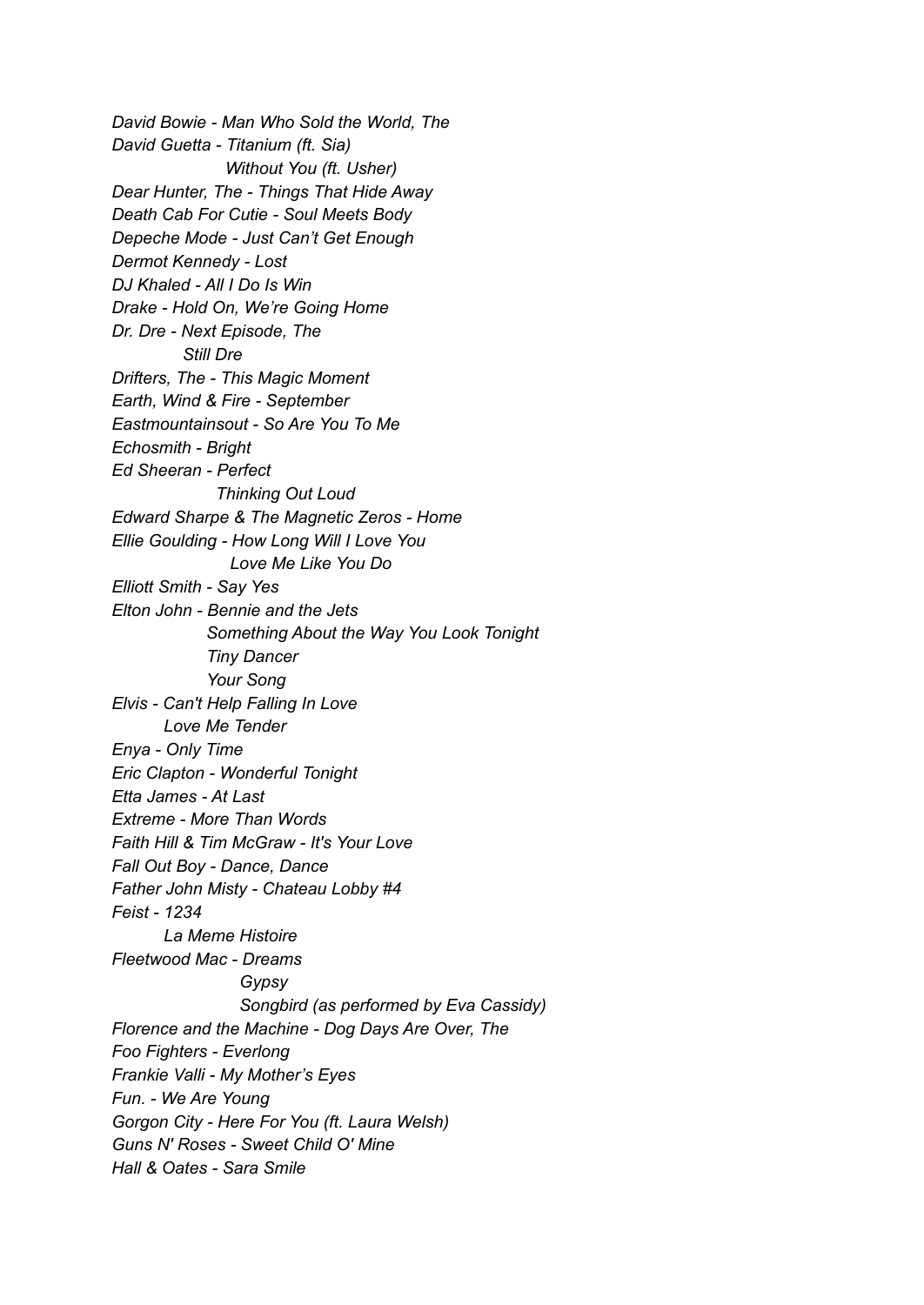*David Bowie - Man Who Sold the World, The*
*David Guetta - Titanium (ft. Sia)*
*Without You (ft. Usher)*
*Dear Hunter, The - Things That Hide Away*
*Death Cab For Cutie - Soul Meets Body*
*Depeche Mode - Just Can't Get Enough*
*Dermot Kennedy - Lost*
*DJ Khaled - All I Do Is Win*
*Drake - Hold On, We're Going Home*
*Dr. Dre - Next Episode, The*
*Still Dre*
*Drifters, The - This Magic Moment*
*Earth, Wind & Fire - September*
*Eastmountainsout - So Are You To Me*
*Echosmith - Bright*
*Ed Sheeran - Perfect*
*Thinking Out Loud*
*Edward Sharpe & The Magnetic Zeros - Home*
*Ellie Goulding - How Long Will I Love You*
*Love Me Like You Do*
*Elliott Smith - Say Yes*
*Elton John - Bennie and the Jets*
*Something About the Way You Look Tonight*
*Tiny Dancer*
*Your Song*
*Elvis - Can't Help Falling In Love*
*Love Me Tender*
*Enya - Only Time*
*Eric Clapton - Wonderful Tonight*
*Etta James - At Last*
*Extreme - More Than Words*
*Faith Hill & Tim McGraw - It's Your Love*
*Fall Out Boy - Dance, Dance*
*Father John Misty - Chateau Lobby #4*
*Feist - 1234*
*La Meme Histoire*
*Fleetwood Mac - Dreams*
*Gypsy*
*Songbird (as performed by Eva Cassidy)*
*Florence and the Machine - Dog Days Are Over, The*
*Foo Fighters - Everlong*
*Frankie Valli - My Mother's Eyes*
*Fun. - We Are Young*
*Gorgon City - Here For You (ft. Laura Welsh)*
*Guns N' Roses - Sweet Child O' Mine*
*Hall & Oates - Sara Smile*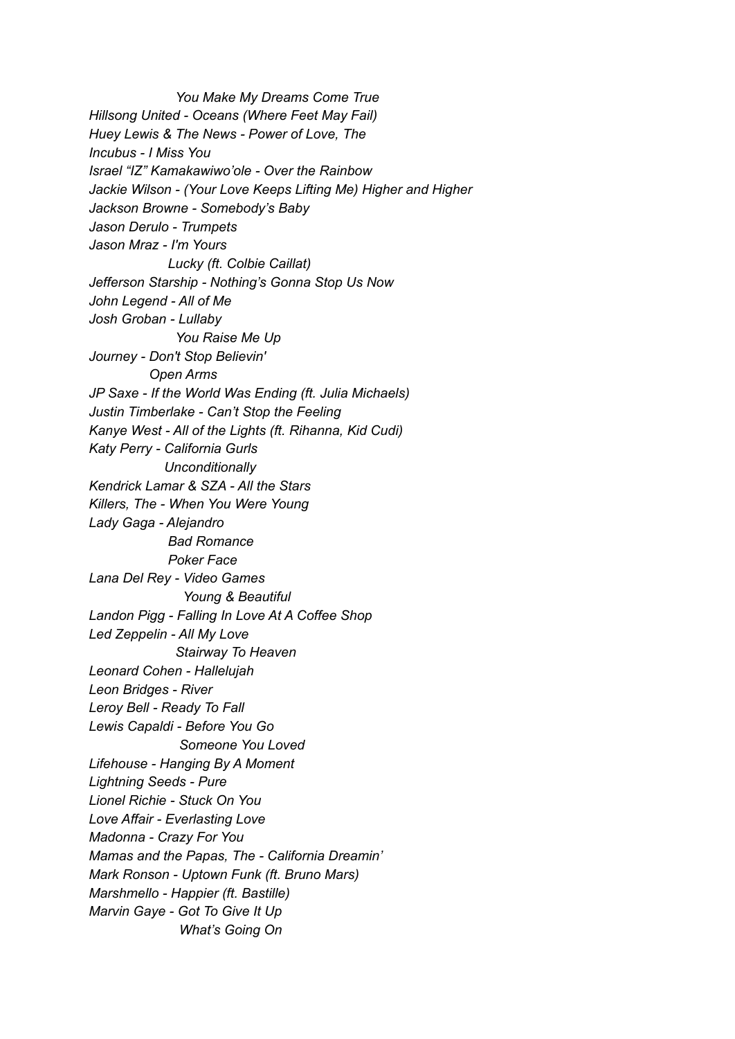*You Make My Dreams Come True*

*Hillsong United - Oceans (Where Feet May Fail)*

*Huey Lewis & The News - Power of Love, The*

*Incubus - I Miss You*

*Israel "IZ" Kamakawiwo'ole - Over the Rainbow*

*Jackie Wilson - (Your Love Keeps Lifting Me) Higher and Higher*

*Jackson Browne - Somebody's Baby*

*Jason Derulo - Trumpets*

*Jason Mraz - I'm Yours*

*Lucky (ft. Colbie Caillat)*

*Jefferson Starship - Nothing's Gonna Stop Us Now*

*John Legend - All of Me*

*Josh Groban - Lullaby*

*You Raise Me Up*

*Journey - Don't Stop Believin'*

*Open Arms*

*JP Saxe - If the World Was Ending (ft. Julia Michaels)*

*Justin Timberlake - Can't Stop the Feeling*

*Kanye West - All of the Lights (ft. Rihanna, Kid Cudi)*

*Katy Perry - California Gurls*

*Unconditionally*

*Kendrick Lamar & SZA - All the Stars*

*Killers, The - When You Were Young*

*Lady Gaga - Alejandro*

*Bad Romance*

*Poker Face*

*Lana Del Rey - Video Games*

*Young & Beautiful*

*Landon Pigg - Falling In Love At A Coffee Shop*

*Led Zeppelin - All My Love*

*Stairway To Heaven*

*Leonard Cohen - Hallelujah*

*Leon Bridges - River*

*Leroy Bell - Ready To Fall*

*Lewis Capaldi - Before You Go*

*Someone You Loved*

*Lifehouse - Hanging By A Moment*

*Lightning Seeds - Pure*

*Lionel Richie - Stuck On You*

*Love Affair - Everlasting Love*

*Madonna - Crazy For You*

*Mamas and the Papas, The - California Dreamin'*

*Mark Ronson - Uptown Funk (ft. Bruno Mars)*

*Marshmello - Happier (ft. Bastille)*

*Marvin Gaye - Got To Give It Up*

*What's Going On*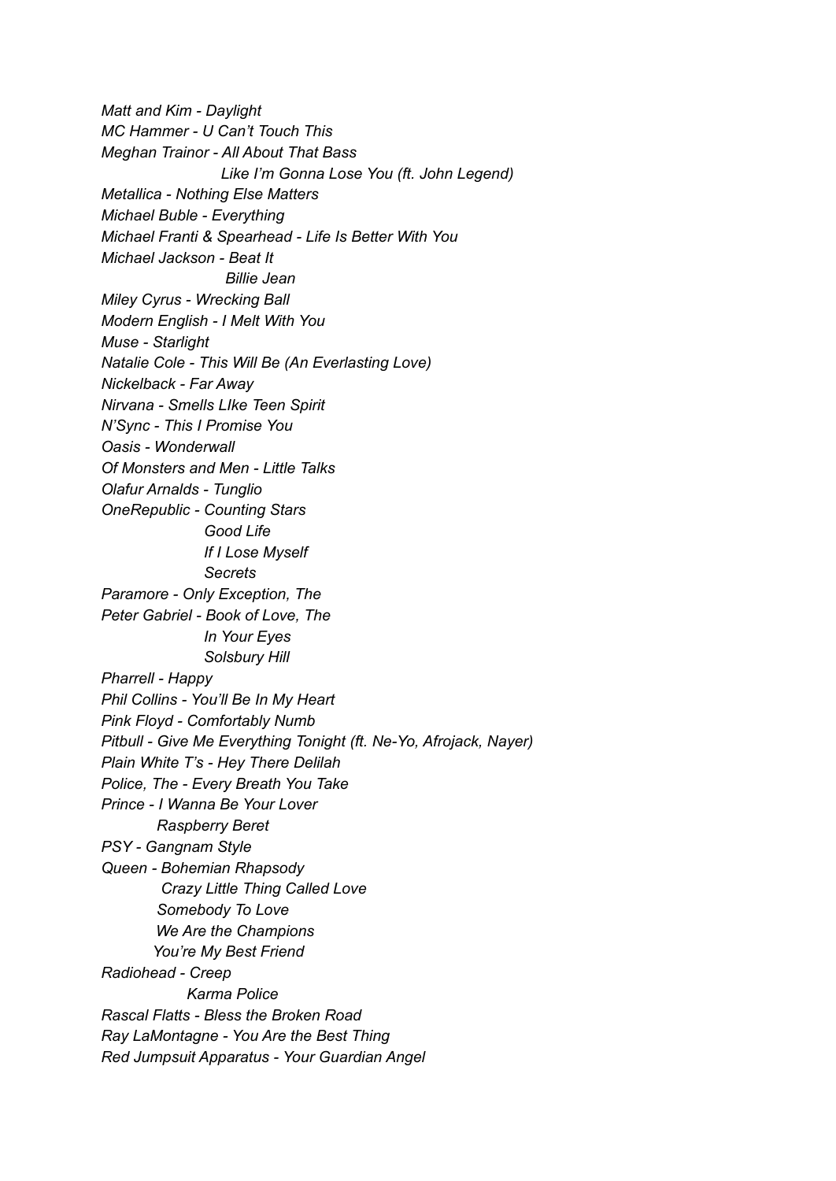*Matt and Kim - Daylight*
*MC Hammer - U Can't Touch This*
*Meghan Trainor - All About That Bass*
*Like I'm Gonna Lose You (ft. John Legend)*
*Metallica - Nothing Else Matters*
*Michael Buble - Everything*
*Michael Franti & Spearhead - Life Is Better With You*
*Michael Jackson - Beat It*
*Billie Jean*
*Miley Cyrus - Wrecking Ball*
*Modern English - I Melt With You*
*Muse - Starlight*
*Natalie Cole - This Will Be (An Everlasting Love)*
*Nickelback - Far Away*
*Nirvana - Smells LIke Teen Spirit*
*N'Sync - This I Promise You*
*Oasis - Wonderwall*
*Of Monsters and Men - Little Talks*
*Olafur Arnalds - Tunglio*
*OneRepublic - Counting Stars*
*Good Life*
*If I Lose Myself*
*Secrets*
*Paramore - Only Exception, The*
*Peter Gabriel - Book of Love, The*
*In Your Eyes*
*Solsbury Hill*
*Pharrell - Happy*
*Phil Collins - You'll Be In My Heart*
*Pink Floyd - Comfortably Numb*
*Pitbull - Give Me Everything Tonight (ft. Ne-Yo, Afrojack, Nayer)*
*Plain White T's - Hey There Delilah*
*Police, The - Every Breath You Take*
*Prince - I Wanna Be Your Lover*
*Raspberry Beret*
*PSY - Gangnam Style*
*Queen - Bohemian Rhapsody*
*Crazy Little Thing Called Love*
*Somebody To Love*
*We Are the Champions*
*You're My Best Friend*
*Radiohead - Creep*
*Karma Police*
*Rascal Flatts - Bless the Broken Road*
*Ray LaMontagne - You Are the Best Thing*
*Red Jumpsuit Apparatus - Your Guardian Angel*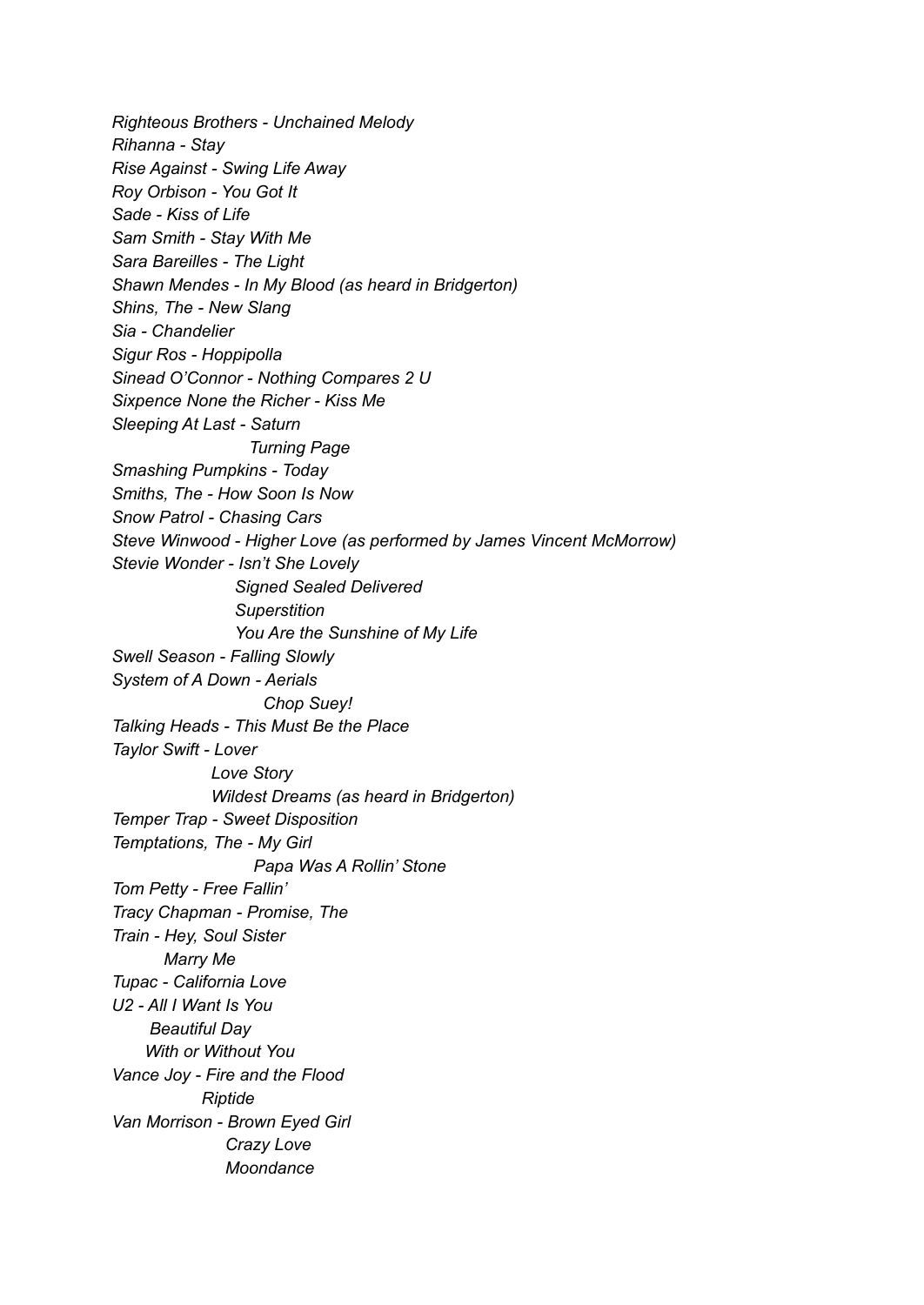*Righteous Brothers - Unchained Melody*
*Rihanna - Stay*
*Rise Against - Swing Life Away*
*Roy Orbison - You Got It*
*Sade - Kiss of Life*
*Sam Smith - Stay With Me*
*Sara Bareilles - The Light*
*Shawn Mendes - In My Blood (as heard in Bridgerton)*
*Shins, The - New Slang*
*Sia - Chandelier*
*Sigur Ros - Hoppipolla*
*Sinead O'Connor - Nothing Compares 2 U*
*Sixpence None the Richer - Kiss Me*
*Sleeping At Last - Saturn*
*Turning Page*
*Smashing Pumpkins - Today*
*Smiths, The - How Soon Is Now*
*Snow Patrol - Chasing Cars*
*Steve Winwood - Higher Love (as performed by James Vincent McMorrow)*
*Stevie Wonder - Isn't She Lovely*
*Signed Sealed Delivered*
*Superstition*
*You Are the Sunshine of My Life*
*Swell Season - Falling Slowly*
*System of A Down - Aerials*
*Chop Suey!*
*Talking Heads - This Must Be the Place*
*Taylor Swift - Lover*
*Love Story*
*Wildest Dreams (as heard in Bridgerton)*
*Temper Trap - Sweet Disposition*
*Temptations, The - My Girl*
*Papa Was A Rollin' Stone*
*Tom Petty - Free Fallin'*
*Tracy Chapman - Promise, The*
*Train - Hey, Soul Sister*
*Marry Me*
*Tupac - California Love*
*U2 - All I Want Is You*
*Beautiful Day*
*With or Without You*
*Vance Joy - Fire and the Flood*
*Riptide*
*Van Morrison - Brown Eyed Girl*
*Crazy Love*
*Moondance*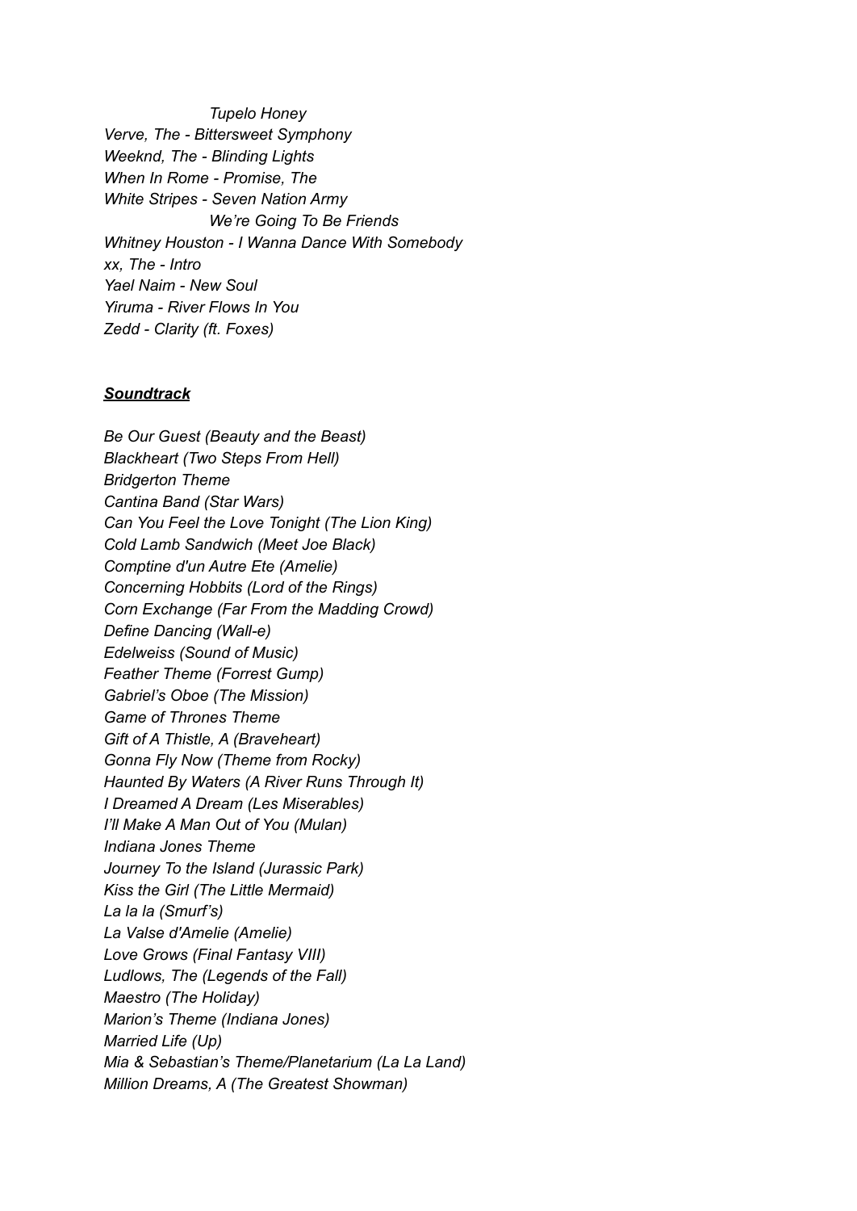*Tupelo Honey*
*Verve, The - Bittersweet Symphony*
*Weeknd, The - Blinding Lights*
*When In Rome - Promise, The*
*White Stripes - Seven Nation Army*
*We're Going To Be Friends*
*Whitney Houston - I Wanna Dance With Somebody*
*xx, The - Intro*
*Yael Naim - New Soul*
*Yiruma - River Flows In You*
*Zedd - Clarity (ft. Foxes)*

***<u>Soundtrack</u>***

*Be Our Guest (Beauty and the Beast)*
*Blackheart (Two Steps From Hell)*
*Bridgerton Theme*
*Cantina Band (Star Wars)*
*Can You Feel the Love Tonight (The Lion King)*
*Cold Lamb Sandwich (Meet Joe Black)*
*Comptine d'un Autre Ete (Amelie)*
*Concerning Hobbits (Lord of the Rings)*
*Corn Exchange (Far From the Madding Crowd)*
*Define Dancing (Wall-e)*
*Edelweiss (Sound of Music)*
*Feather Theme (Forrest Gump)*
*Gabriel's Oboe (The Mission)*
*Game of Thrones Theme*
*Gift of A Thistle, A (Braveheart)*
*Gonna Fly Now (Theme from Rocky)*
*Haunted By Waters (A River Runs Through It)*
*I Dreamed A Dream (Les Miserables)*
*I'll Make A Man Out of You (Mulan)*
*Indiana Jones Theme*
*Journey To the Island (Jurassic Park)*
*Kiss the Girl (The Little Mermaid)*
*La la la (Smurf's)*
*La Valse d'Amelie (Amelie)*
*Love Grows (Final Fantasy VIII)*
*Ludlows, The (Legends of the Fall)*
*Maestro (The Holiday)*
*Marion's Theme (Indiana Jones)*
*Married Life (Up)*
*Mia & Sebastian's Theme/Planetarium (La La Land)*
*Million Dreams, A (The Greatest Showman)*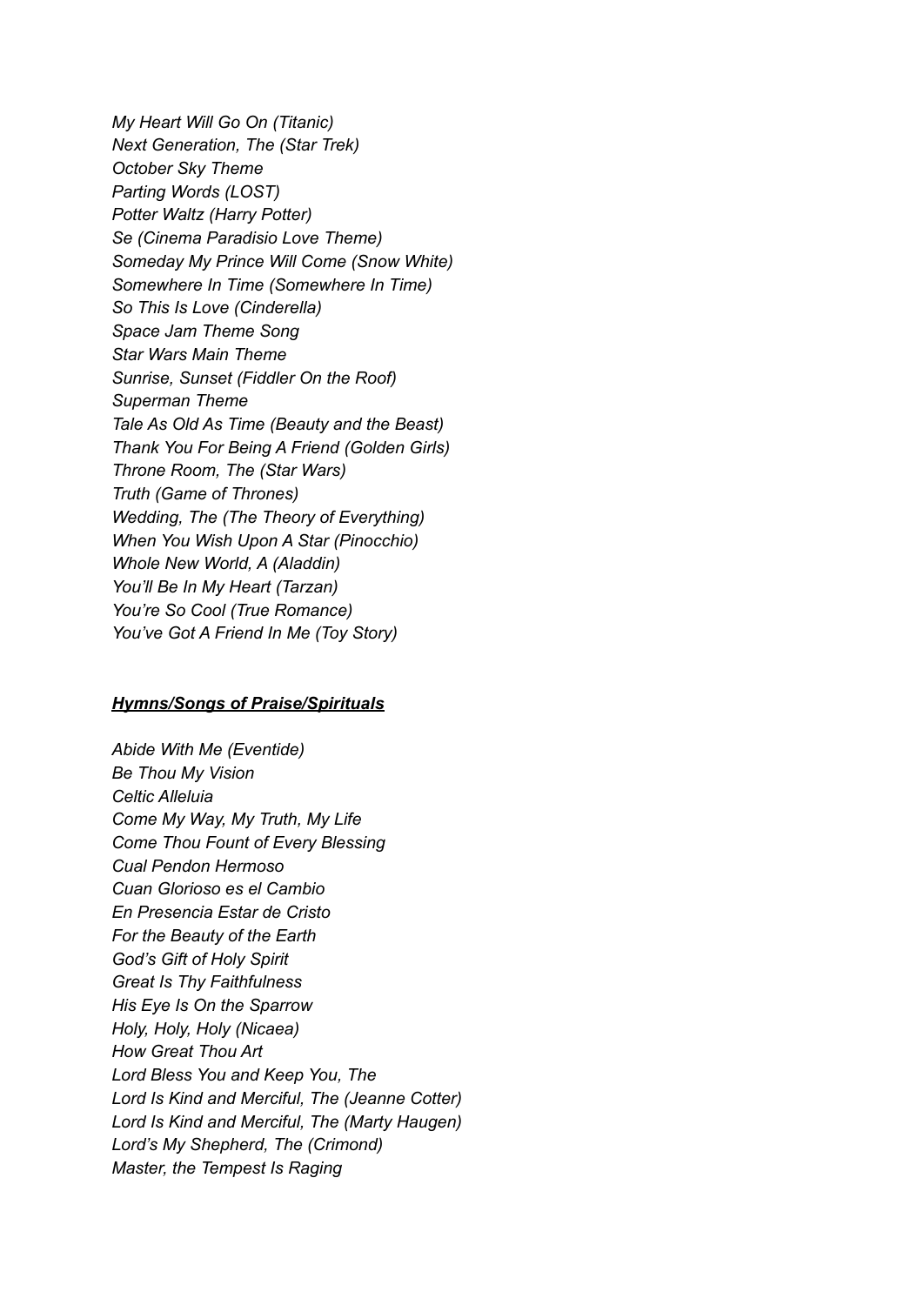*My Heart Will Go On (Titanic)*
*Next Generation, The (Star Trek)*
*October Sky Theme*
*Parting Words (LOST)*
*Potter Waltz (Harry Potter)*
*Se (Cinema Paradisio Love Theme)*
*Someday My Prince Will Come (Snow White)*
*Somewhere In Time (Somewhere In Time)*
*So This Is Love (Cinderella)*
*Space Jam Theme Song*
*Star Wars Main Theme*
*Sunrise, Sunset (Fiddler On the Roof)*
*Superman Theme*
*Tale As Old As Time (Beauty and the Beast)*
*Thank You For Being A Friend (Golden Girls)*
*Throne Room, The (Star Wars)*
*Truth (Game of Thrones)*
*Wedding, The (The Theory of Everything)*
*When You Wish Upon A Star (Pinocchio)*
*Whole New World, A (Aladdin)*
*You'll Be In My Heart (Tarzan)*
*You're So Cool (True Romance)*
*You've Got A Friend In Me (Toy Story)*

***Hymns/Songs of Praise/Spirituals***

*Abide With Me (Eventide)*
*Be Thou My Vision*
*Celtic Alleluia*
*Come My Way, My Truth, My Life*
*Come Thou Fount of Every Blessing*
*Cual Pendon Hermoso*
*Cuan Glorioso es el Cambio*
*En Presencia Estar de Cristo*
*For the Beauty of the Earth*
*God's Gift of Holy Spirit*
*Great Is Thy Faithfulness*
*His Eye Is On the Sparrow*
*Holy, Holy, Holy (Nicaea)*
*How Great Thou Art*
*Lord Bless You and Keep You, The*
*Lord Is Kind and Merciful, The (Jeanne Cotter)*
*Lord Is Kind and Merciful, The (Marty Haugen)*
*Lord's My Shepherd, The (Crimond)*
*Master, the Tempest Is Raging*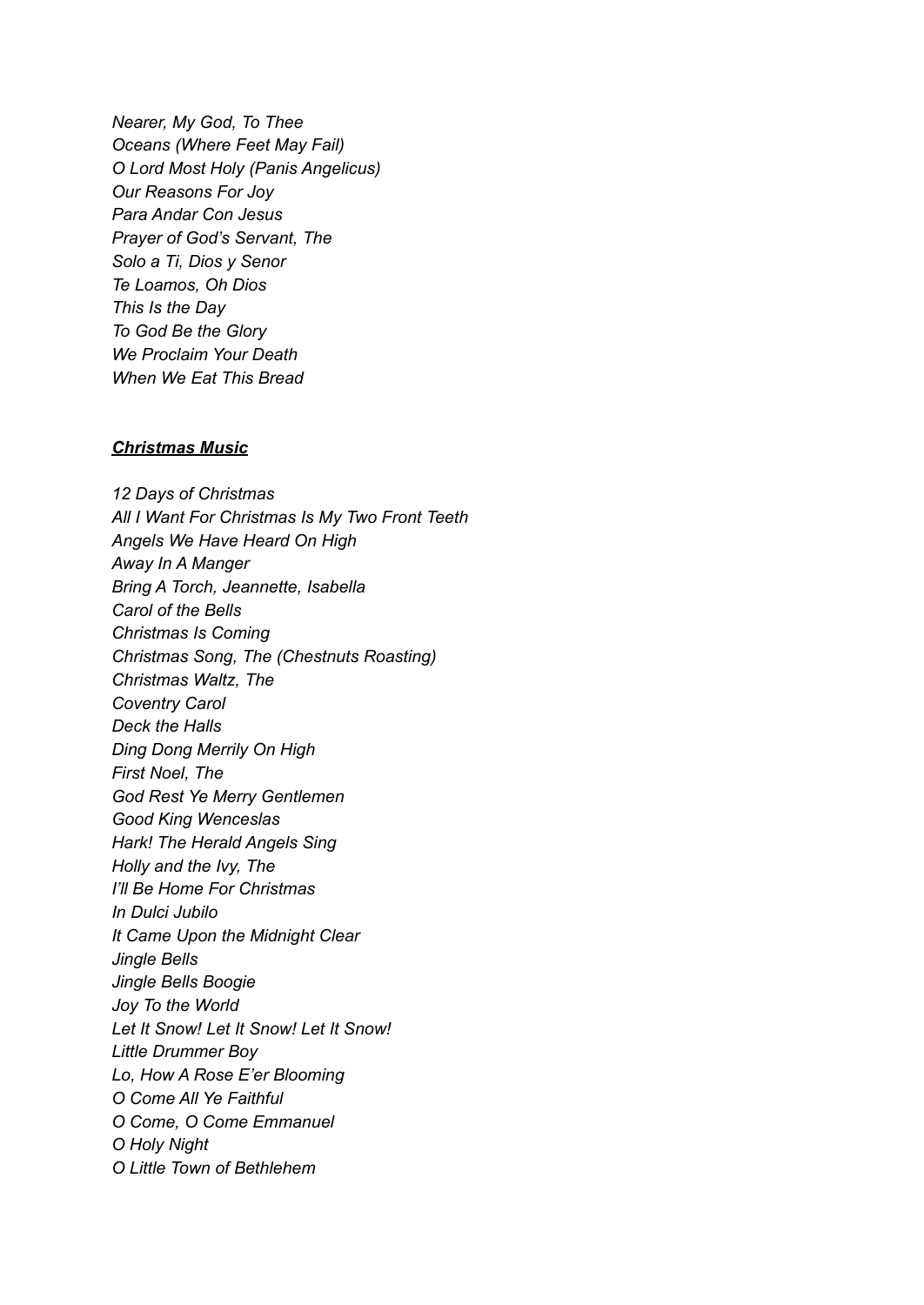*Nearer, My God, To Thee*
*Oceans (Where Feet May Fail)*
*O Lord Most Holy (Panis Angelicus)*
*Our Reasons For Joy*
*Para Andar Con Jesus*
*Prayer of God's Servant, The*
*Solo a Ti, Dios y Senor*
*Te Loamos, Oh Dios*
*This Is the Day*
*To God Be the Glory*
*We Proclaim Your Death*
*When We Eat This Bread*

***Christmas Music***

*12 Days of Christmas*
*All I Want For Christmas Is My Two Front Teeth*
*Angels We Have Heard On High*
*Away In A Manger*
*Bring A Torch, Jeannette, Isabella*
*Carol of the Bells*
*Christmas Is Coming*
*Christmas Song, The (Chestnuts Roasting)*
*Christmas Waltz, The*
*Coventry Carol*
*Deck the Halls*
*Ding Dong Merrily On High*
*First Noel, The*
*God Rest Ye Merry Gentlemen*
*Good King Wenceslas*
*Hark! The Herald Angels Sing*
*Holly and the Ivy, The*
*I'll Be Home For Christmas*
*In Dulci Jubilo*
*It Came Upon the Midnight Clear*
*Jingle Bells*
*Jingle Bells Boogie*
*Joy To the World*
*Let It Snow! Let It Snow! Let It Snow!*
*Little Drummer Boy*
*Lo, How A Rose E'er Blooming*
*O Come All Ye Faithful*
*O Come, O Come Emmanuel*
*O Holy Night*
*O Little Town of Bethlehem*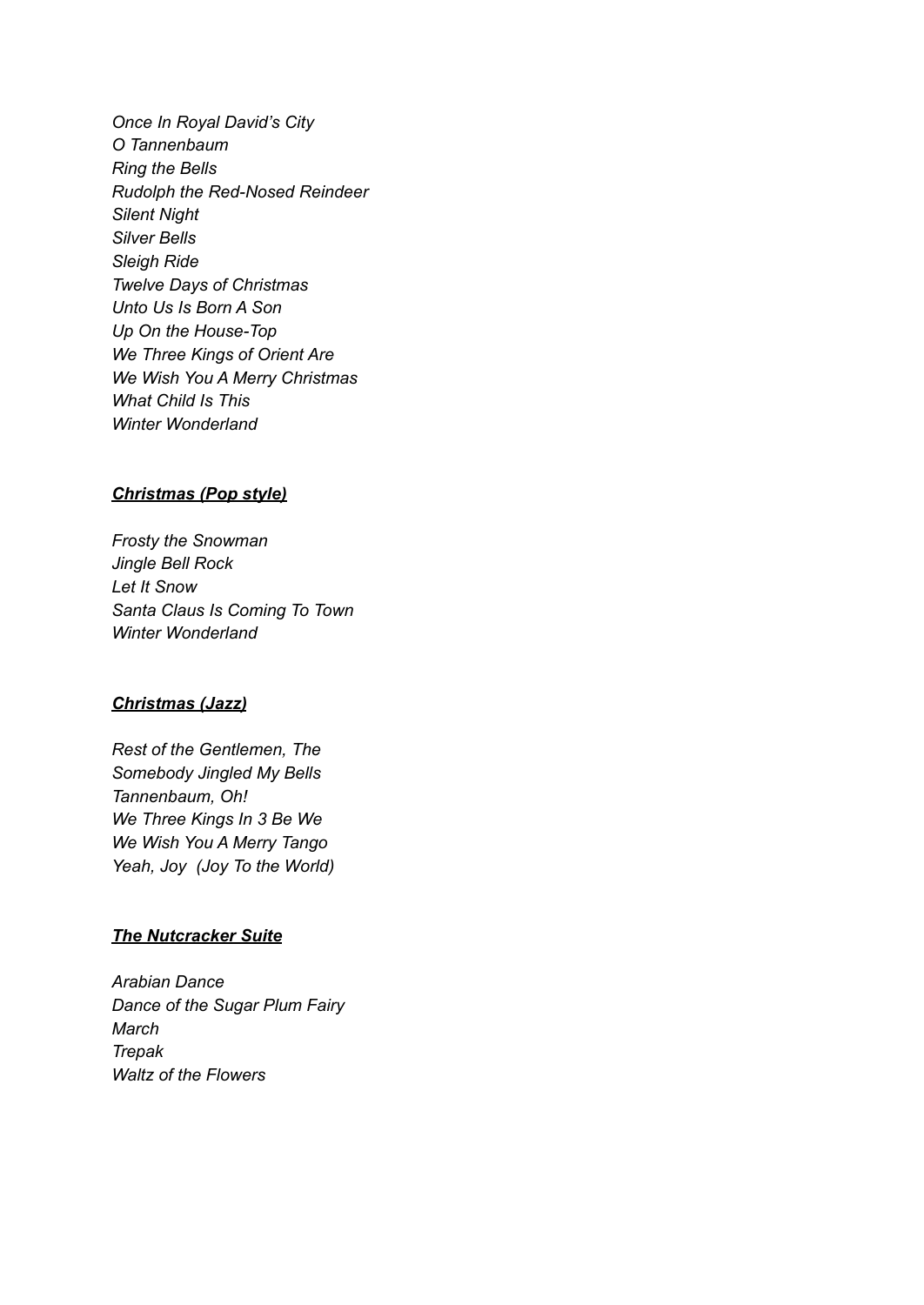*Once In Royal David's City*
*O Tannenbaum*
*Ring the Bells*
*Rudolph the Red-Nosed Reindeer*
*Silent Night*
*Silver Bells*
*Sleigh Ride*
*Twelve Days of Christmas*
*Unto Us Is Born A Son*
*Up On the House-Top*
*We Three Kings of Orient Are*
*We Wish You A Merry Christmas*
*What Child Is This*
*Winter Wonderland*

***<u>Christmas (Pop style)</u>***

*Frosty the Snowman*
*Jingle Bell Rock*
*Let It Snow*
*Santa Claus Is Coming To Town*
*Winter Wonderland*

***<u>Christmas (Jazz)</u>***

*Rest of the Gentlemen, The*
*Somebody Jingled My Bells*
*Tannenbaum, Oh!*
*We Three Kings In 3 Be We*
*We Wish You A Merry Tango*
*Yeah, Joy  (Joy To the World)*

***<u>The Nutcracker Suite</u>***

*Arabian Dance*
*Dance of the Sugar Plum Fairy*
*March*
*Trepak*
*Waltz of the Flowers*